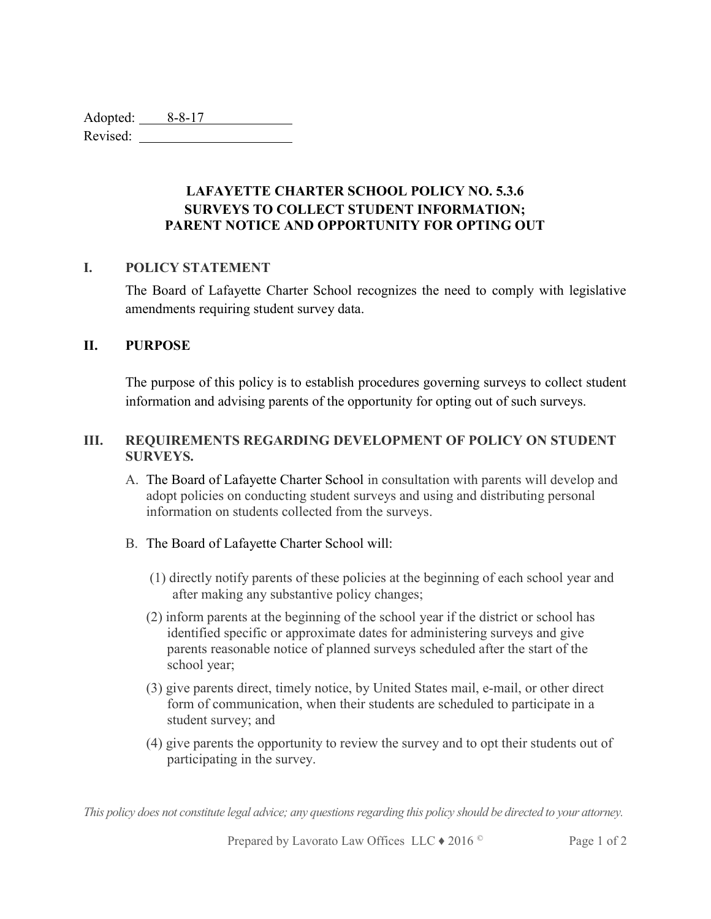Adopted: 8-8-17

Revised: 

**LAFAYETTE CHARTER SCHOOL POLICY NO. 5.3.6**
**SURVEYS TO COLLECT STUDENT INFORMATION;**
**PARENT NOTICE AND OPPORTUNITY FOR OPTING OUT**

## I. POLICY STATEMENT

The Board of Lafayette Charter School recognizes the need to comply with legislative amendments requiring student survey data.

## II. PURPOSE

The purpose of this policy is to establish procedures governing surveys to collect student information and advising parents of the opportunity for opting out of such surveys.

## III. REQUIREMENTS REGARDING DEVELOPMENT OF POLICY ON STUDENT SURVEYS.

A. The Board of Lafayette Charter School in consultation with parents will develop and adopt policies on conducting student surveys and using and distributing personal information on students collected from the surveys.

B. The Board of Lafayette Charter School will:

(1) directly notify parents of these policies at the beginning of each school year and after making any substantive policy changes;

(2) inform parents at the beginning of the school year if the district or school has identified specific or approximate dates for administering surveys and give parents reasonable notice of planned surveys scheduled after the start of the school year;

(3) give parents direct, timely notice, by United States mail, e-mail, or other direct form of communication, when their students are scheduled to participate in a student survey; and

(4) give parents the opportunity to review the survey and to opt their students out of participating in the survey.

*This policy does not constitute legal advice; any questions regarding this policy should be directed to your attorney.*

Prepared by Lavorato Law Offices LLC ♦ 2016 ©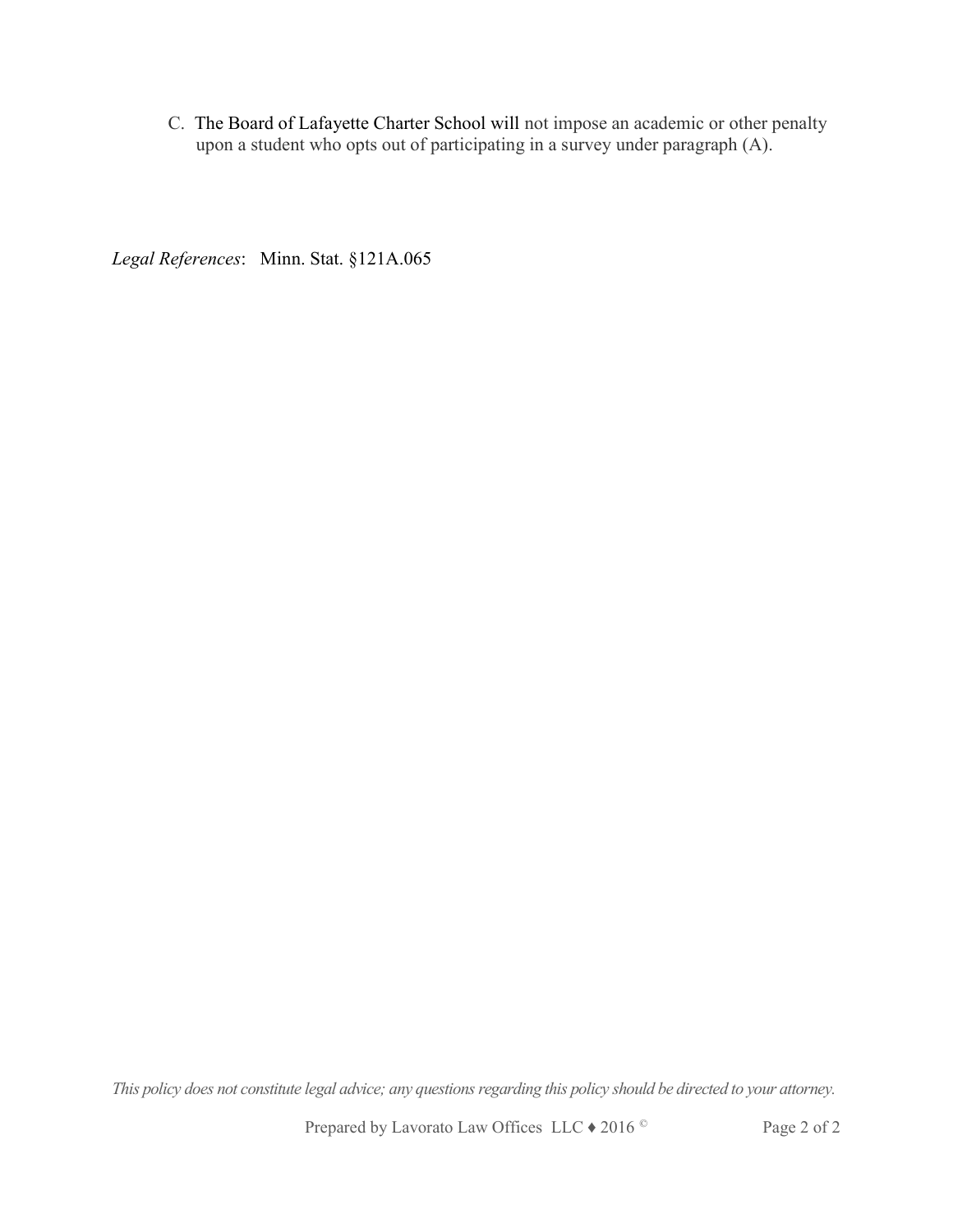C. The Board of Lafayette Charter School will not impose an academic or other penalty upon a student who opts out of participating in a survey under paragraph (A).

*Legal References*: Minn. Stat. §121A.065

*This policy does not constitute legal advice; any questions regarding this policy should be directed to your attorney.*

Prepared by Lavorato Law Offices LLC ♦ 2016 ©